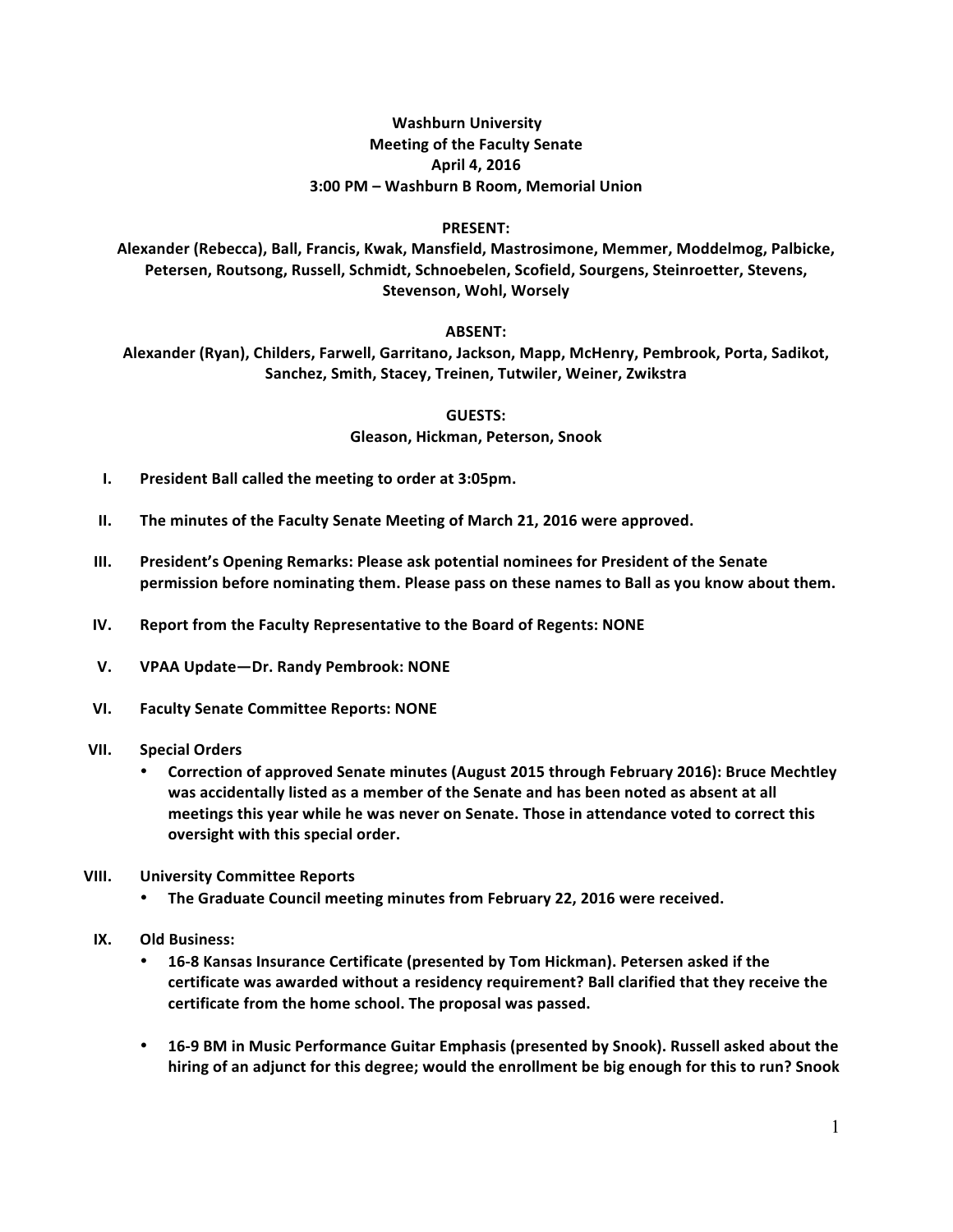**Washburn University**
**Meeting of the Faculty Senate**
**April 4, 2016**
**3:00 PM – Washburn B Room, Memorial Union**

**PRESENT:**
**Alexander (Rebecca), Ball, Francis, Kwak, Mansfield, Mastrosimone, Memmer, Moddelmog, Palbicke, Petersen, Routsong, Russell, Schmidt, Schnoebelen, Scofield, Sourgens, Steinroetter, Stevens, Stevenson, Wohl, Worsely**

**ABSENT:**
**Alexander (Ryan), Childers, Farwell, Garritano, Jackson, Mapp, McHenry, Pembrook, Porta, Sadikot, Sanchez, Smith, Stacey, Treinen, Tutwiler, Weiner, Zwikstra**

**GUESTS:**
**Gleason, Hickman, Peterson, Snook**

I. **President Ball called the meeting to order at 3:05pm.**

II. **The minutes of the Faculty Senate Meeting of March 21, 2016 were approved.**

III. **President's Opening Remarks: Please ask potential nominees for President of the Senate permission before nominating them. Please pass on these names to Ball as you know about them.**

IV. **Report from the Faculty Representative to the Board of Regents: NONE**

V. **VPAA Update—Dr. Randy Pembrook: NONE**

VI. **Faculty Senate Committee Reports: NONE**

VII. **Special Orders**
   - **Correction of approved Senate minutes (August 2015 through February 2016): Bruce Mechtley was accidentally listed as a member of the Senate and has been noted as absent at all meetings this year while he was never on Senate. Those in attendance voted to correct this oversight with this special order.**

VIII. **University Committee Reports**
   - **The Graduate Council meeting minutes from February 22, 2016 were received.**

IX. **Old Business:**
   - **16-8 Kansas Insurance Certificate (presented by Tom Hickman). Petersen asked if the certificate was awarded without a residency requirement? Ball clarified that they receive the certificate from the home school. The proposal was passed.**
   - **16-9 BM in Music Performance Guitar Emphasis (presented by Snook). Russell asked about the hiring of an adjunct for this degree; would the enrollment be big enough for this to run? Snook**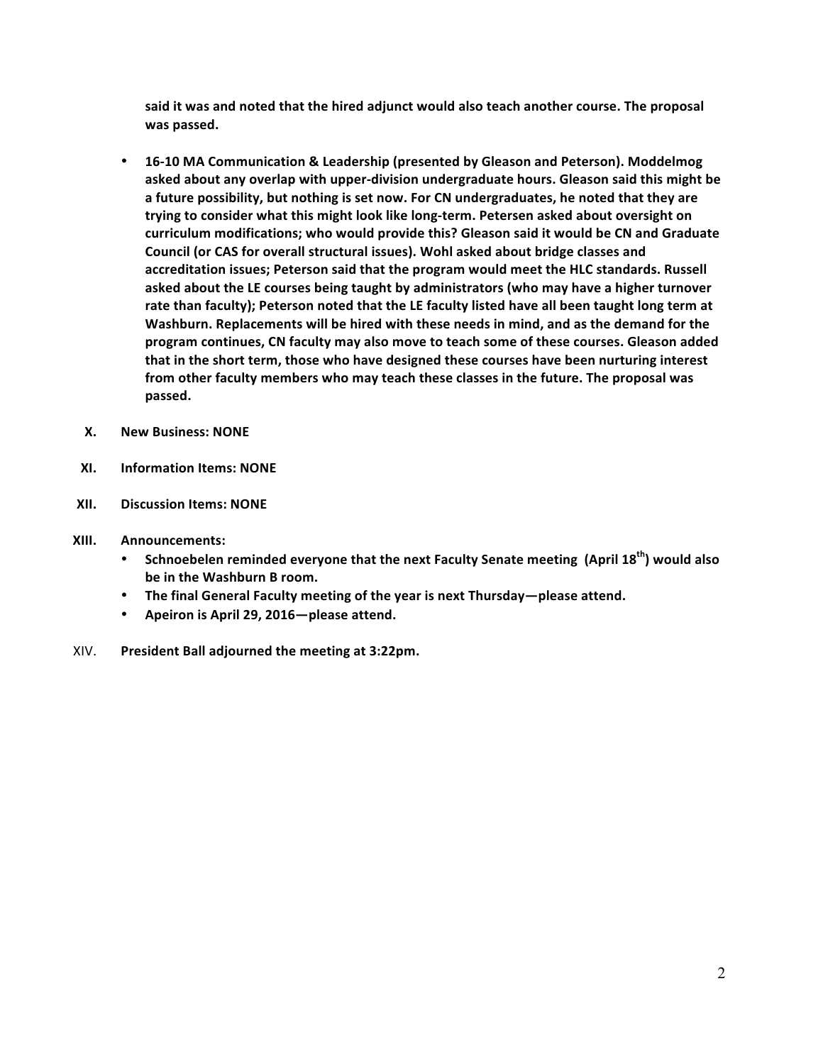**said it was and noted that the hired adjunct would also teach another course. The proposal was passed.**

- **16-10 MA Communication & Leadership (presented by Gleason and Peterson). Moddelmog asked about any overlap with upper-division undergraduate hours. Gleason said this might be a future possibility, but nothing is set now. For CN undergraduates, he noted that they are trying to consider what this might look like long-term. Petersen asked about oversight on curriculum modifications; who would provide this? Gleason said it would be CN and Graduate Council (or CAS for overall structural issues). Wohl asked about bridge classes and accreditation issues; Peterson said that the program would meet the HLC standards. Russell asked about the LE courses being taught by administrators (who may have a higher turnover rate than faculty); Peterson noted that the LE faculty listed have all been taught long term at Washburn. Replacements will be hired with these needs in mind, and as the demand for the program continues, CN faculty may also move to teach some of these courses. Gleason added that in the short term, those who have designed these courses have been nurturing interest from other faculty members who may teach these classes in the future. The proposal was passed.**

X. **New Business: NONE**

XI. **Information Items: NONE**

XII. **Discussion Items: NONE**

XIII. **Announcements:**
- **Schnoebelen reminded everyone that the next Faculty Senate meeting (April 18th) would also be in the Washburn B room.**
- **The final General Faculty meeting of the year is next Thursday—please attend.**
- **Apeiron is April 29, 2016—please attend.**

XIV. **President Ball adjourned the meeting at 3:22pm.**